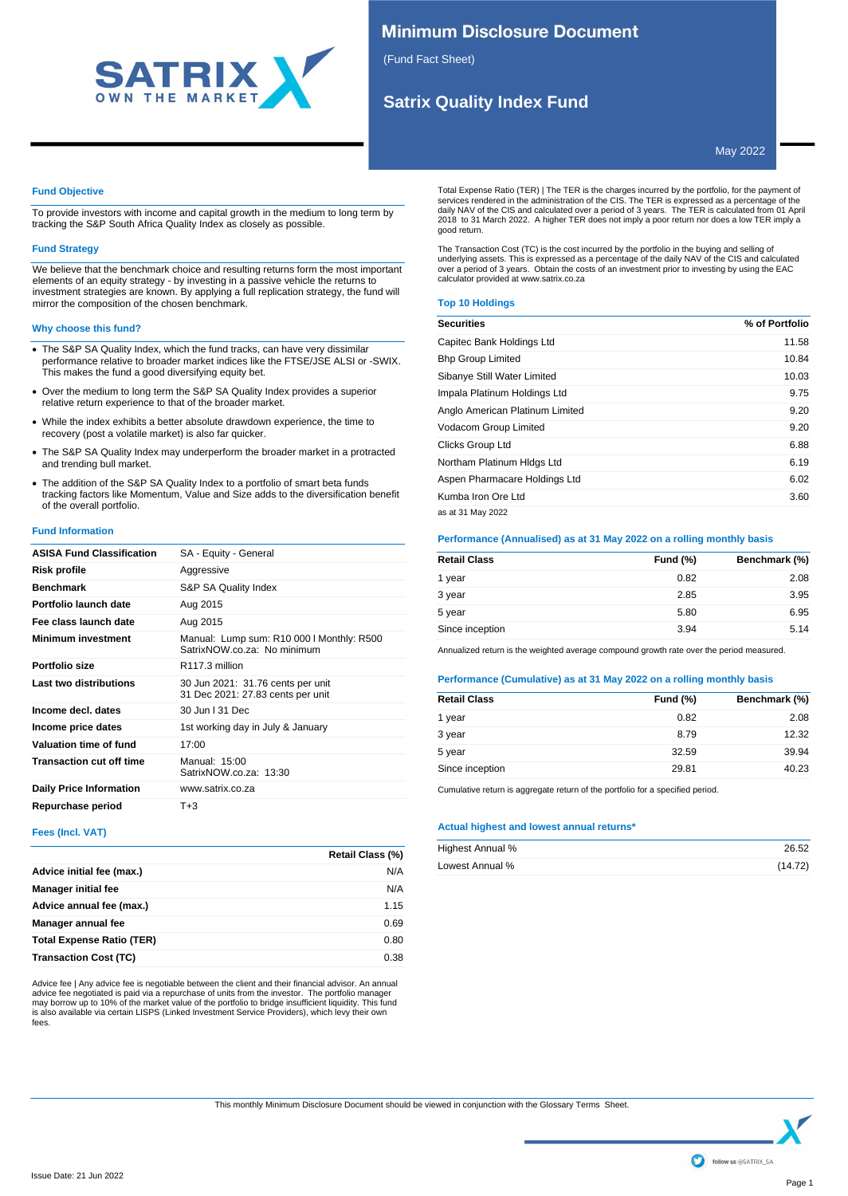# Minimum Disclosure Document

(Fund Fact Sheet)

## Satrix Quality Index Fund

May 2022

### Fund Objective

To provide investors with income and capital growth in the medium to long term by tracking the S&P South Africa Quality Index as closely as possible.

### Fund Strategy

We believe that the benchmark choice and resulting returns form the most important elements of an equity strategy - by investing in a passive vehicle the returns to investment strategies are known. By applying a full replication strategy, the fund will mirror the composition of the chosen benchmark.

### Why choose this fund?

- The S&P SA Quality Index, which the fund tracks, can have very dissimilar performance relative to broader market indices like the FTSE/JSE ALSI or -SWIX. This makes the fund a good diversifying equity bet.
- Over the medium to long term the S&P SA Quality Index provides a superior relative return experience to that of the broader market.
- While the index exhibits a better absolute drawdown experience, the time to recovery (post a volatile market) is also far quicker.
- The S&P SA Quality Index may underperform the broader market in a protracted and trending bull market.
- The addition of the S&P SA Quality Index to a portfolio of smart beta funds tracking factors like Momentum, Value and Size adds to the diversification benefit of the overall portfolio.

### Fund Information

| | |
|---|---|
| **ASISA Fund Classification** | SA - Equity - General |
| **Risk profile** | Aggressive |
| **Benchmark** | S&P SA Quality Index |
| **Portfolio launch date** | Aug 2015 |
| **Fee class launch date** | Aug 2015 |
| **Minimum investment** | Manual: Lump sum: R10 000 I Monthly: R500<br>SatrixNOW.co.za: No minimum |
| **Portfolio size** | R117.3 million |
| **Last two distributions** | 30 Jun 2021: 31.76 cents per unit<br>31 Dec 2021: 27.83 cents per unit |
| **Income decl. dates** | 30 Jun I 31 Dec |
| **Income price dates** | 1st working day in July & January |
| **Valuation time of fund** | 17:00 |
| **Transaction cut off time** | Manual: 15:00<br>SatrixNOW.co.za: 13:30 |
| **Daily Price Information** | www.satrix.co.za |
| **Repurchase period** | T+3 |

### Fees (Incl. VAT)

| | Retail Class (%) |
|---|---:|
| **Advice initial fee (max.)** | N/A |
| **Manager initial fee** | N/A |
| **Advice annual fee (max.)** | 1.15 |
| **Manager annual fee** | 0.69 |
| **Total Expense Ratio (TER)** | 0.80 |
| **Transaction Cost (TC)** | 0.38 |

Advice fee | Any advice fee is negotiable between the client and their financial advisor. An annual advice fee negotiated is paid via a repurchase of units from the investor. The portfolio manager may borrow up to 10% of the market value of the portfolio to bridge insufficient liquidity. This fund is also available via certain LISPS (Linked Investment Service Providers), which levy their own fees.

Total Expense Ratio (TER) | The TER is the charges incurred by the portfolio, for the payment of services rendered in the administration of the CIS. The TER is expressed as a percentage of the daily NAV of the CIS and calculated over a period of 3 years. The TER is calculated from 01 April 2018 to 31 March 2022. A higher TER does not imply a poor return nor does a low TER imply a good return.

The Transaction Cost (TC) is the cost incurred by the portfolio in the buying and selling of underlying assets. This is expressed as a percentage of the daily NAV of the CIS and calculated over a period of 3 years. Obtain the costs of an investment prior to investing by using the EAC calculator provided at www.satrix.co.za

### Top 10 Holdings

| Securities | % of Portfolio |
|---|---:|
| Capitec Bank Holdings Ltd | 11.58 |
| Bhp Group Limited | 10.84 |
| Sibanye Still Water Limited | 10.03 |
| Impala Platinum Holdings Ltd | 9.75 |
| Anglo American Platinum Limited | 9.20 |
| Vodacom Group Limited | 9.20 |
| Clicks Group Ltd | 6.88 |
| Northam Platinum Hldgs Ltd | 6.19 |
| Aspen Pharmacare Holdings Ltd | 6.02 |
| Kumba Iron Ore Ltd | 3.60 |

as at 31 May 2022

### Performance (Annualised) as at 31 May 2022 on a rolling monthly basis

| Retail Class | Fund (%) | Benchmark (%) |
|---|---:|---:|
| 1 year | 0.82 | 2.08 |
| 3 year | 2.85 | 3.95 |
| 5 year | 5.80 | 6.95 |
| Since inception | 3.94 | 5.14 |

Annualized return is the weighted average compound growth rate over the period measured.

### Performance (Cumulative) as at 31 May 2022 on a rolling monthly basis

| Retail Class | Fund (%) | Benchmark (%) |
|---|---:|---:|
| 1 year | 0.82 | 2.08 |
| 3 year | 8.79 | 12.32 |
| 5 year | 32.59 | 39.94 |
| Since inception | 29.81 | 40.23 |

Cumulative return is aggregate return of the portfolio for a specified period.

### Actual highest and lowest annual returns*

| | |
|---|---:|
| Highest Annual % | 26.52 |
| Lowest Annual % | (14.72) |

This monthly Minimum Disclosure Document should be viewed in conjunction with the Glossary Terms Sheet.

Issue Date: 21 Jun 2022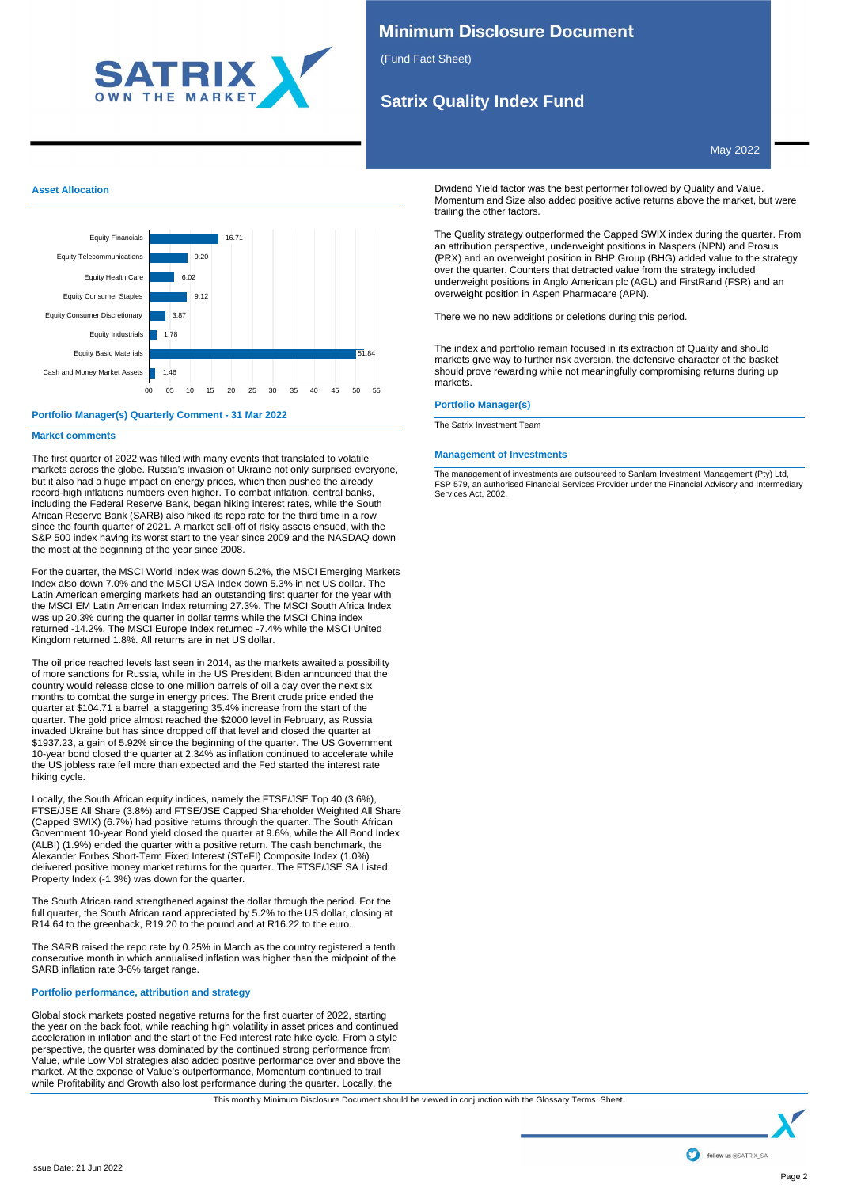## Asset Allocation

| Asset Class | % |
|---|---|
| Equity Financials | 16.71 |
| Equity Telecommunications | 9.20 |
| Equity Health Care | 6.02 |
| Equity Consumer Staples | 9.12 |
| Equity Consumer Discretionary | 3.87 |
| Equity Industrials | 1.78 |
| Equity Basic Materials | 51.84 |
| Cash and Money Market Assets | 1.46 |

## Portfolio Manager(s) Quarterly Comment - 31 Mar 2022

### Market comments

The first quarter of 2022 was filled with many events that translated to volatile markets across the globe. Russia's invasion of Ukraine not only surprised everyone, but it also had a huge impact on energy prices, which then pushed the already record-high inflations numbers even higher. To combat inflation, central banks, including the Federal Reserve Bank, began hiking interest rates, while the South African Reserve Bank (SARB) also hiked its repo rate for the third time in a row since the fourth quarter of 2021. A market sell-off of risky assets ensued, with the S&P 500 index having its worst start to the year since 2009 and the NASDAQ down the most at the beginning of the year since 2008.

For the quarter, the MSCI World Index was down 5.2%, the MSCI Emerging Markets Index also down 7.0% and the MSCI USA Index down 5.3% in net US dollar. The Latin American emerging markets had an outstanding first quarter for the year with the MSCI EM Latin American Index returning 27.3%. The MSCI South Africa Index was up 20.3% during the quarter in dollar terms while the MSCI China index returned -14.2%. The MSCI Europe Index returned -7.4% while the MSCI United Kingdom returned 1.8%. All returns are in net US dollar.

The oil price reached levels last seen in 2014, as the markets awaited a possibility of more sanctions for Russia, while in the US President Biden announced that the country would release close to one million barrels of oil a day over the next six months to combat the surge in energy prices. The Brent crude price ended the quarter at $104.71 a barrel, a staggering 35.4% increase from the start of the quarter. The gold price almost reached the $2000 level in February, as Russia invaded Ukraine but has since dropped off that level and closed the quarter at $1937.23, a gain of 5.92% since the beginning of the quarter. The US Government 10-year bond closed the quarter at 2.34% as inflation continued to accelerate while the US jobless rate fell more than expected and the Fed started the interest rate hiking cycle.

Locally, the South African equity indices, namely the FTSE/JSE Top 40 (3.6%), FTSE/JSE All Share (3.8%) and FTSE/JSE Capped Shareholder Weighted All Share (Capped SWIX) (6.7%) had positive returns through the quarter. The South African Government 10-year Bond yield closed the quarter at 9.6%, while the All Bond Index (ALBI) (1.9%) ended the quarter with a positive return. The cash benchmark, the Alexander Forbes Short-Term Fixed Interest (STeFI) Composite Index (1.0%) delivered positive money market returns for the quarter. The FTSE/JSE SA Listed Property Index (-1.3%) was down for the quarter.

The South African rand strengthened against the dollar through the period. For the full quarter, the South African rand appreciated by 5.2% to the US dollar, closing at R14.64 to the greenback, R19.20 to the pound and at R16.22 to the euro.

The SARB raised the repo rate by 0.25% in March as the country registered a tenth consecutive month in which annualised inflation was higher than the midpoint of the SARB inflation rate 3-6% target range.

### Portfolio performance, attribution and strategy

Global stock markets posted negative returns for the first quarter of 2022, starting the year on the back foot, while reaching high volatility in asset prices and continued acceleration in inflation and the start of the Fed interest rate hike cycle. From a style perspective, the quarter was dominated by the continued strong performance from Value, while Low Vol strategies also added positive performance over and above the market. At the expense of Value's outperformance, Momentum continued to trail while Profitability and Growth also lost performance during the quarter. Locally, the Dividend Yield factor was the best performer followed by Quality and Value. Momentum and Size also added positive active returns above the market, but were trailing the other factors.

The Quality strategy outperformed the Capped SWIX index during the quarter. From an attribution perspective, underweight positions in Naspers (NPN) and Prosus (PRX) and an overweight position in BHP Group (BHG) added value to the strategy over the quarter. Counters that detracted value from the strategy included underweight positions in Anglo American plc (AGL) and FirstRand (FSR) and an overweight position in Aspen Pharmacare (APN).

There we no new additions or deletions during this period.

The index and portfolio remain focused in its extraction of Quality and should markets give way to further risk aversion, the defensive character of the basket should prove rewarding while not meaningfully compromising returns during up markets.

## Portfolio Manager(s)

The Satrix Investment Team

## Management of Investments

The management of investments are outsourced to Sanlam Investment Management (Pty) Ltd, FSP 579, an authorised Financial Services Provider under the Financial Advisory and Intermediary Services Act, 2002.

This monthly Minimum Disclosure Document should be viewed in conjunction with the Glossary Terms Sheet.

Issue Date: 21 Jun 2022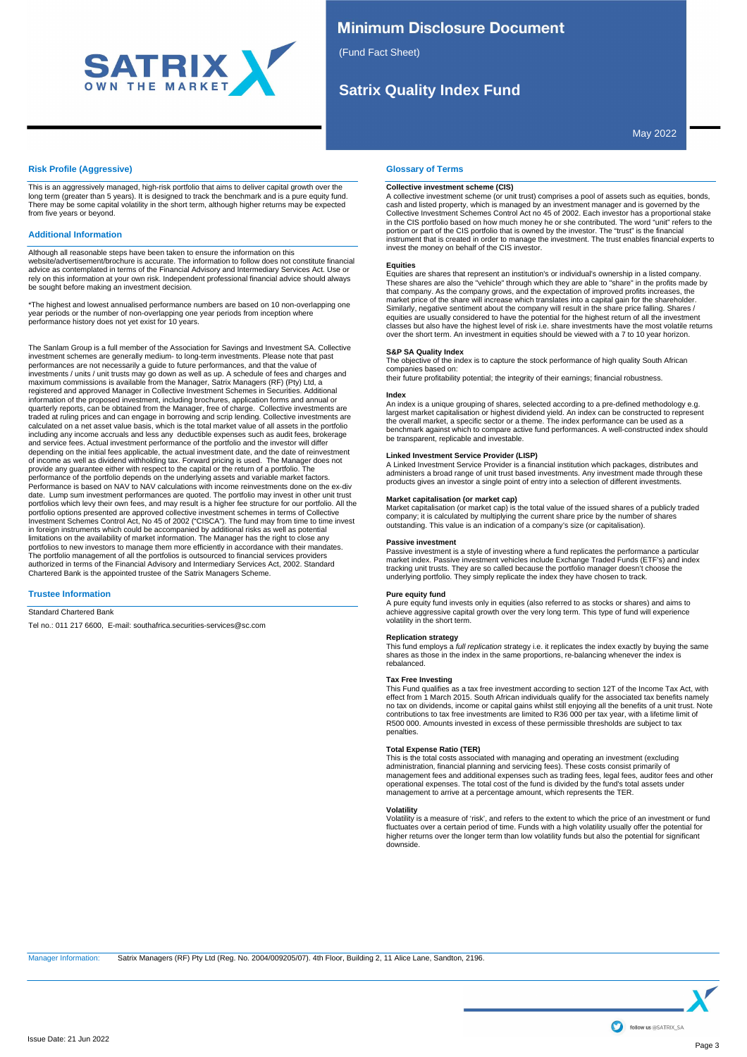# Minimum Disclosure Document

(Fund Fact Sheet)

## Satrix Quality Index Fund

May 2022

### Risk Profile (Aggressive)

This is an aggressively managed, high-risk portfolio that aims to deliver capital growth over the long term (greater than 5 years). It is designed to track the benchmark and is a pure equity fund. There may be some capital volatility in the short term, although higher returns may be expected from five years or beyond.

### Additional Information

Although all reasonable steps have been taken to ensure the information on this website/advertisement/brochure is accurate. The information to follow does not constitute financial advice as contemplated in terms of the Financial Advisory and Intermediary Services Act. Use or rely on this information at your own risk. Independent professional financial advice should always be sought before making an investment decision.

*The highest and lowest annualised performance numbers are based on 10 non-overlapping one year periods or the number of non-overlapping one year periods from inception where performance history does not yet exist for 10 years.

The Sanlam Group is a full member of the Association for Savings and Investment SA. Collective investment schemes are generally medium- to long-term investments. Please note that past performances are not necessarily a guide to future performances, and that the value of investments / units / unit trusts may go down as well as up. A schedule of fees and charges and maximum commissions is available from the Manager, Satrix Managers (RF) (Pty) Ltd, a registered and approved Manager in Collective Investment Schemes in Securities. Additional information of the proposed investment, including brochures, application forms and annual or quarterly reports, can be obtained from the Manager, free of charge. Collective investments are traded at ruling prices and can engage in borrowing and scrip lending. Collective investments are calculated on a net asset value basis, which is the total market value of all assets in the portfolio including any income accruals and less any deductible expenses such as audit fees, brokerage and service fees. Actual investment performance of the portfolio and the investor will differ depending on the initial fees applicable, the actual investment date, and the date of reinvestment of income as well as dividend withholding tax. Forward pricing is used. The Manager does not provide any guarantee either with respect to the capital or the return of a portfolio. The performance of the portfolio depends on the underlying assets and variable market factors. Performance is based on NAV to NAV calculations with income reinvestments done on the ex-div date. Lump sum investment performances are quoted. The portfolio may invest in other unit trust portfolios which levy their own fees, and may result is a higher fee structure for our portfolio. All the portfolio options presented are approved collective investment schemes in terms of Collective Investment Schemes Control Act, No 45 of 2002 ("CISCA"). The fund may from time to time invest in foreign instruments which could be accompanied by additional risks as well as potential limitations on the availability of market information. The Manager has the right to close any portfolios to new investors to manage them more efficiently in accordance with their mandates. The portfolio management of all the portfolios is outsourced to financial services providers authorized in terms of the Financial Advisory and Intermediary Services Act, 2002. Standard Chartered Bank is the appointed trustee of the Satrix Managers Scheme.

### Trustee Information

Standard Chartered Bank

Tel no.: 011 217 6600, E-mail: southafrica.securities-services@sc.com

### Glossary of Terms

**Collective investment scheme (CIS)**
A collective investment scheme (or unit trust) comprises a pool of assets such as equities, bonds, cash and listed property, which is managed by an investment manager and is governed by the Collective Investment Schemes Control Act no 45 of 2002. Each investor has a proportional stake in the CIS portfolio based on how much money he or she contributed. The word "unit" refers to the portion or part of the CIS portfolio that is owned by the investor. The "trust" is the financial instrument that is created in order to manage the investment. The trust enables financial experts to invest the money on behalf of the CIS investor.

**Equities**
Equities are shares that represent an institution's or individual's ownership in a listed company. These shares are also the "vehicle" through which they are able to "share" in the profits made by that company. As the company grows, and the expectation of improved profits increases, the market price of the share will increase which translates into a capital gain for the shareholder. Similarly, negative sentiment about the company will result in the share price falling. Shares / equities are usually considered to have the potential for the highest return of all the investment classes but also have the highest level of risk i.e. share investments have the most volatile returns over the short term. An investment in equities should be viewed with a 7 to 10 year horizon.

**S&P SA Quality Index**
The objective of the index is to capture the stock performance of high quality South African companies based on:
their future profitability potential; the integrity of their earnings; financial robustness.

**Index**
An index is a unique grouping of shares, selected according to a pre-defined methodology e.g. largest market capitalisation or highest dividend yield. An index can be constructed to represent the overall market, a specific sector or a theme. The index performance can be used as a benchmark against which to compare active fund performances. A well-constructed index should be transparent, replicable and investable.

**Linked Investment Service Provider (LISP)**
A Linked Investment Service Provider is a financial institution which packages, distributes and administers a broad range of unit trust based investments. Any investment made through these products gives an investor a single point of entry into a selection of different investments.

**Market capitalisation (or market cap)**
Market capitalisation (or market cap) is the total value of the issued shares of a publicly traded company; it is calculated by multiplying the current share price by the number of shares outstanding. This value is an indication of a company's size (or capitalisation).

**Passive investment**
Passive investment is a style of investing where a fund replicates the performance a particular market index. Passive investment vehicles include Exchange Traded Funds (ETF's) and index tracking unit trusts. They are so called because the portfolio manager doesn't choose the underlying portfolio. They simply replicate the index they have chosen to track.

**Pure equity fund**
A pure equity fund invests only in equities (also referred to as stocks or shares) and aims to achieve aggressive capital growth over the very long term. This type of fund will experience volatility in the short term.

**Replication strategy**
This fund employs a *full replication* strategy i.e. it replicates the index exactly by buying the same shares as those in the index in the same proportions, re-balancing whenever the index is rebalanced.

**Tax Free Investing**
This Fund qualifies as a tax free investment according to section 12T of the Income Tax Act, with effect from 1 March 2015. South African individuals qualify for the associated tax benefits namely no tax on dividends, income or capital gains whilst still enjoying all the benefits of a unit trust. Note contributions to tax free investments are limited to R36 000 per tax year, with a lifetime limit of R500 000. Amounts invested in excess of these permissible thresholds are subject to tax penalties.

**Total Expense Ratio (TER)**
This is the total costs associated with managing and operating an investment (excluding administration, financial planning and servicing fees). These costs consist primarily of management fees and additional expenses such as trading fees, legal fees, auditor fees and other operational expenses. The total cost of the fund is divided by the fund's total assets under management to arrive at a percentage amount, which represents the TER.

**Volatility**
Volatility is a measure of 'risk', and refers to the extent to which the price of an investment or fund fluctuates over a certain period of time. Funds with a high volatility usually offer the potential for higher returns over the longer term than low volatility funds but also the potential for significant downside.

Manager Information: Satrix Managers (RF) Pty Ltd (Reg. No. 2004/009205/07). 4th Floor, Building 2, 11 Alice Lane, Sandton, 2196.

follow us @SATRIX_SA

Issue Date: 21 Jun 2022